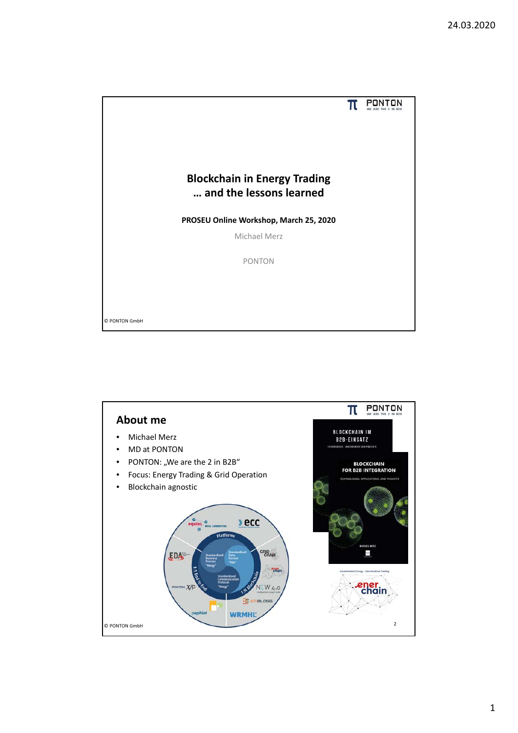# Blockchain in Energy Trading
## … and the lessons learned

**PROSEU Online Workshop, March 25, 2020**

Michael Merz

PONTON

© PONTON GmbH

## About me

- Michael Merz
- MD at PONTON
- PONTON: „We are the 2 in B2B“
- Focus: Energy Trading & Grid Operation
- Blockchain agnostic

© PONTON GmbH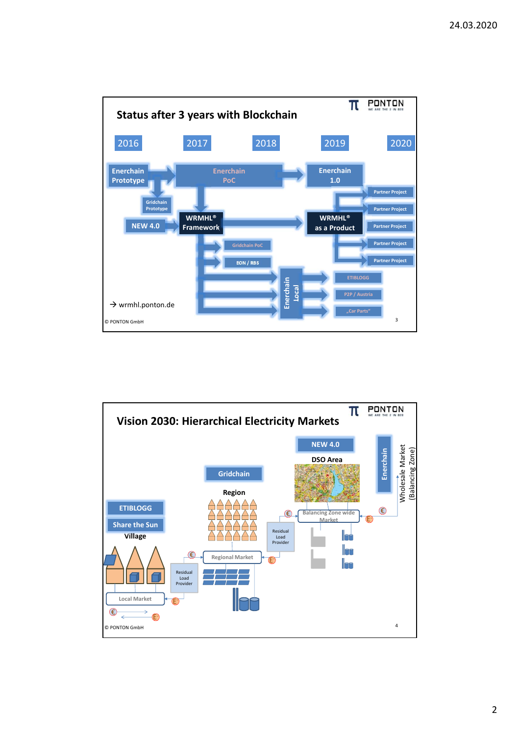## Status after 3 years with Blockchain

2016 | 2017 | 2018 | 2019 | 2020

- Enerchain Prototype
- Gridchain Prototype
- NEW 4.0
- Enerchain PoC
- WRMHL® Framework
- Gridchain PoC
- EON / RBS
- Enerchain 1.0
- WRMHL® as a Product
- Partner Project
- Partner Project
- Partner Project
- Partner Project
- Partner Project
- Enerchain Local
- ETIBLOGG
- P2P / Austria
- „Car Parts"

→ wrmhl.ponton.de

© PONTON GmbH

## Vision 2030: Hierarchical Electricity Markets

- NEW 4.0
- DSO Area
- Enerchain
- Wholesale Market (Balancing Zone)
- Gridchain
- Region
- Balancing Zone wide Market
- Residual Load Provider
- ETIBLOGG
- Share the Sun
- Village
- Regional Market
- Residual Load Provider
- Local Market

© PONTON GmbH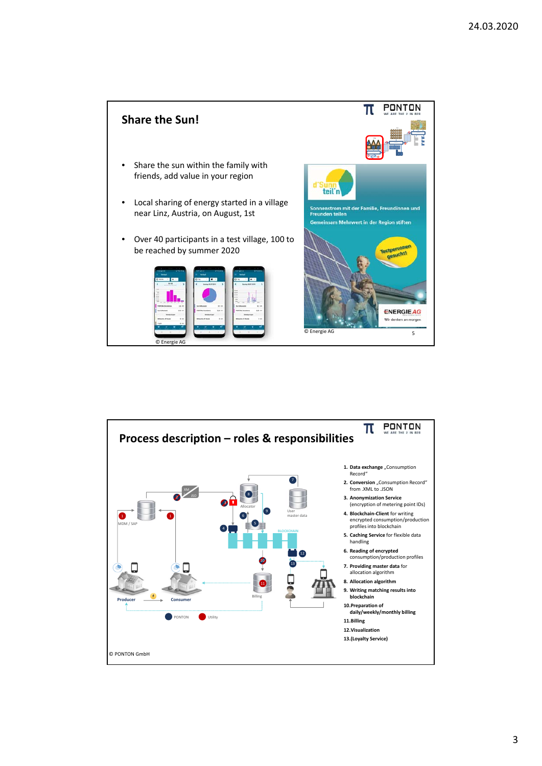## Share the Sun!

- Share the sun within the family with friends, add value in your region
- Local sharing of energy started in a village near Linz, Austria, on August, 1st
- Over 40 participants in a test village, 100 to be reached by summer 2020

d'Sunn teil'n

Sonnenstrom mit der Familie, Freundinnen und Freunden teilen

Gemeinsam Mehrwert in der Region stiften

Testpersonen gesucht!

ENERGIE AG

Wir denken an morgen

© Energie AG

© Energie AG

## Process description – roles & responsibilities

1. **Data exchange** „Consumption Record"
2. **Conversion** „Consumption Record" from .XML to .JSON
3. **Anonymization Service** (encryption of metering point IDs)
4. **Blockchain-Client** for writing encrypted consumption/production profiles into blockchain
5. **Caching Service** for flexible data handling
6. **Reading of encrypted** consumption/production profiles
7. **Providing master data** for allocation algorithm
8. **Allocation algorithm**
9. **Writing matching results into blockchain**
10. **Preparation of daily/weekly/monthly billing**
11. **Billing**
12. **Visualization**
13. **(Loyalty Service)**

MDM / SAP, Allocator, User master data, BLOCKCHAIN, Producer, Consumer, Billing

PONTON, Utility

© PONTON GmbH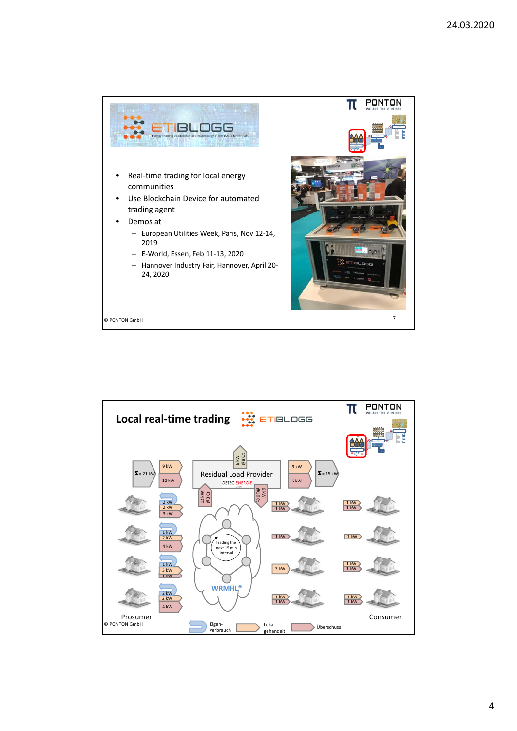## ETIBLOGG

- Real-time trading for local energy communities
- Use Blockchain Device for automated trading agent
- Demos at
  - European Utilities Week, Paris, Nov 12-14, 2019
  - E-World, Essen, Feb 11-13, 2020
  - Hannover Industry Fair, Hannover, April 20-24, 2020

© PONTON GmbH

## Local real-time trading

ETIBLOGG

Residual Load Provider

GETEC ENERGIE

Trading the next 15 min Interval

WRMHL®

Σ = 21 kW

Σ = 15 kW

9 kW

12 kW

9 kW

6 kW

6 kW @8 Ct

12 kW @3 Ct

6 kW @10 Ct

Prosumer

Consumer

Eigen-verbrauch

Lokal gehandelt

Überschuss

© PONTON GmbH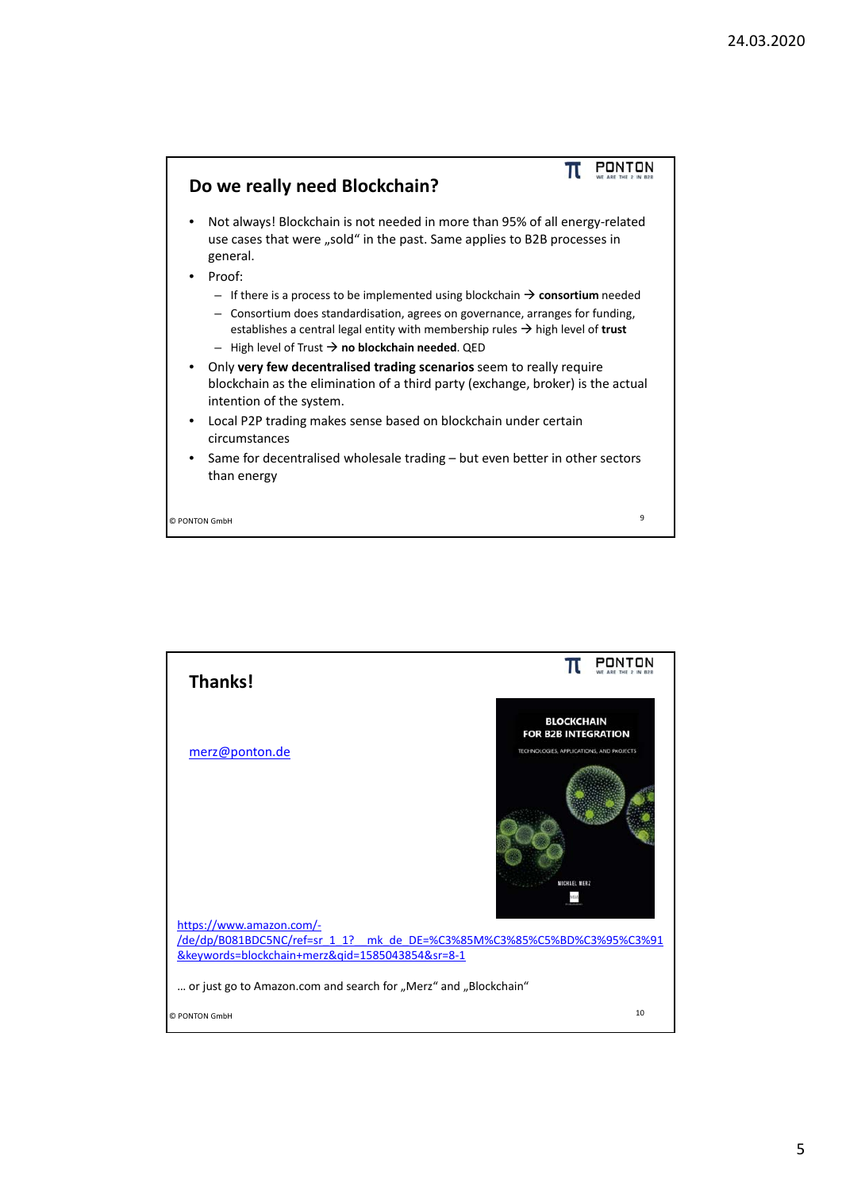## Do we really need Blockchain?

- Not always! Blockchain is not needed in more than 95% of all energy-related use cases that were „sold" in the past. Same applies to B2B processes in general.
- Proof:
  - If there is a process to be implemented using blockchain → **consortium** needed
  - Consortium does standardisation, agrees on governance, arranges for funding, establishes a central legal entity with membership rules → high level of **trust**
  - High level of Trust → **no blockchain needed**. QED
- Only **very few decentralised trading scenarios** seem to really require blockchain as the elimination of a third party (exchange, broker) is the actual intention of the system.
- Local P2P trading makes sense based on blockchain under certain circumstances
- Same for decentralised wholesale trading – but even better in other sectors than energy

© PONTON GmbH

## Thanks!

merz@ponton.de

BLOCKCHAIN FOR B2B INTEGRATION

TECHNOLOGIES, APPLICATIONS, AND PROJECTS

MICHAEL MERZ

https://www.amazon.com/-/de/dp/B081BDC5NC/ref=sr_1_1?__mk_de_DE=%C3%85M%C3%85%C5%BD%C3%95%C3%91&keywords=blockchain+merz&qid=1585043854&sr=8-1

… or just go to Amazon.com and search for „Merz" and „Blockchain"

© PONTON GmbH